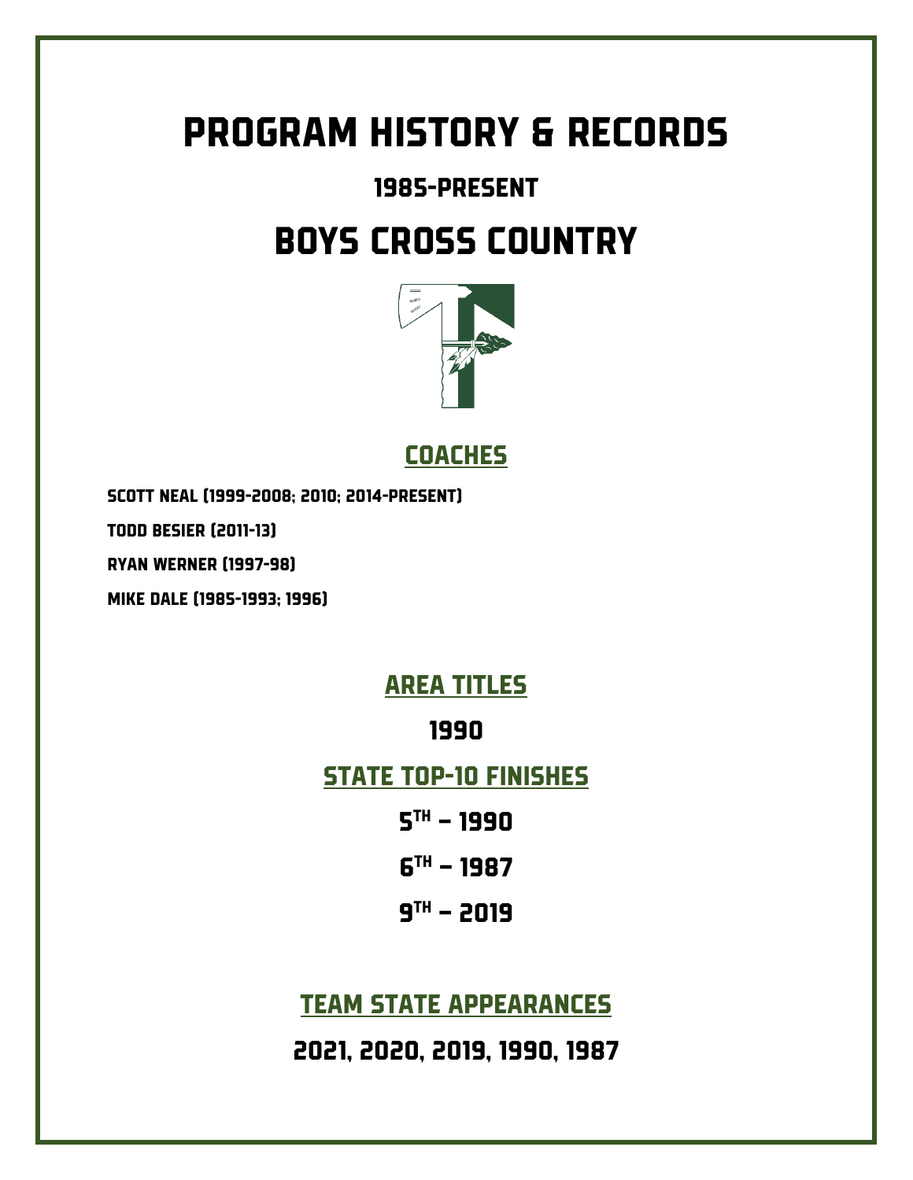# PROGRAM HISTORY & RECORDS

## 1985-PRESENT

# BOYS CROSS COUNTRY

## COACHES

SCOTT NEAL (1999-2008; 2010; 2014-PRESENT)

TODD BESIER (2011-13)

RYAN WERNER (1997-98)

MIKE DALE (1985-1993; 1996)

## AREA TITLES

1990

## STATE TOP-10 FINISHES

5TH – 1990

6TH – 1987

9TH – 2019

## TEAM STATE APPEARANCES

2021, 2020, 2019, 1990, 1987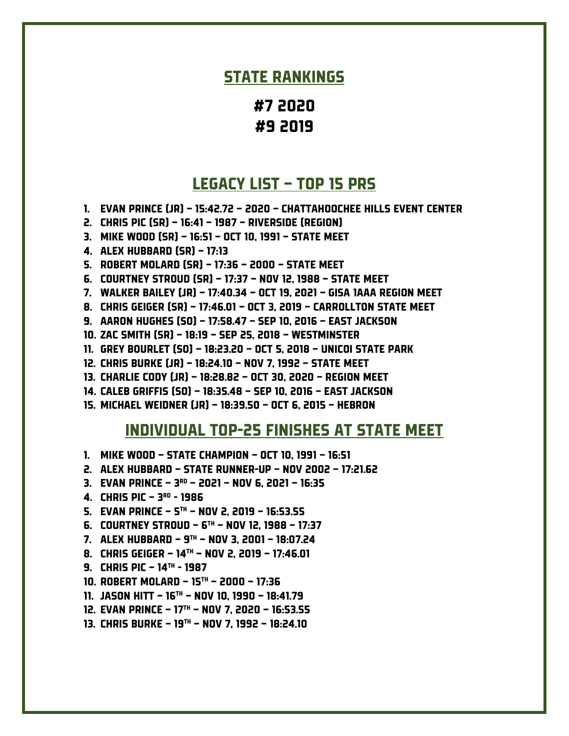## STATE RANKINGS

### #7 2020
### #9 2019

## LEGACY LIST – TOP 15 PRS

1. EVAN PRINCE (JR) – 15:42.72 – 2020 – CHATTAHOOCHEE HILLS EVENT CENTER
2. CHRIS PIC (SR) – 16:41 – 1987 – RIVERSIDE (REGION)
3. MIKE WOOD (SR) – 16:51 – OCT 10, 1991 – STATE MEET
4. ALEX HUBBARD (SR) – 17:13
5. ROBERT MOLARD (SR) – 17:36 – 2000 – STATE MEET
6. COURTNEY STROUD (SR) – 17:37 – NOV 12, 1988 – STATE MEET
7. WALKER BAILEY (JR) – 17:40.34 – OCT 19, 2021 – GISA 1AAA REGION MEET
8. CHRIS GEIGER (SR) – 17:46.01 – OCT 3, 2019 – CARROLLTON STATE MEET
9. AARON HUGHES (SO) – 17:58.47 – SEP 10, 2016 – EAST JACKSON
10. ZAC SMITH (SR) – 18:19 – SEP 25, 2018 – WESTMINSTER
11. GREY BOURLET (SO) – 18:23.20 – OCT 5, 2018 – UNICOI STATE PARK
12. CHRIS BURKE (JR) – 18:24.10 – NOV 7, 1992 – STATE MEET
13. CHARLIE CODY (JR) – 18:28.82 – OCT 30, 2020 – REGION MEET
14. CALEB GRIFFIS (SO) – 18:35.48 – SEP 10, 2016 – EAST JACKSON
15. MICHAEL WEIDNER (JR) – 18:39.50 – OCT 6, 2015 – HEBRON

## INDIVIDUAL TOP-25 FINISHES AT STATE MEET

1. MIKE WOOD – STATE CHAMPION – OCT 10, 1991 – 16:51
2. ALEX HUBBARD – STATE RUNNER-UP – NOV 2002 – 17:21.62
3. EVAN PRINCE – 3RD – 2021 – NOV 6, 2021 – 16:35
4. CHRIS PIC – 3RD - 1986
5. EVAN PRINCE – 5TH – NOV 2, 2019 – 16:53.55
6. COURTNEY STROUD – 6TH – NOV 12, 1988 – 17:37
7. ALEX HUBBARD – 9TH – NOV 3, 2001 – 18:07.24
8. CHRIS GEIGER – 14TH – NOV 2, 2019 – 17:46.01
9. CHRIS PIC – 14TH - 1987
10. ROBERT MOLARD – 15TH – 2000 – 17:36
11. JASON HITT – 16TH – NOV 10, 1990 – 18:41.79
12. EVAN PRINCE – 17TH – NOV 7, 2020 – 16:53.55
13. CHRIS BURKE – 19TH – NOV 7, 1992 – 18:24.10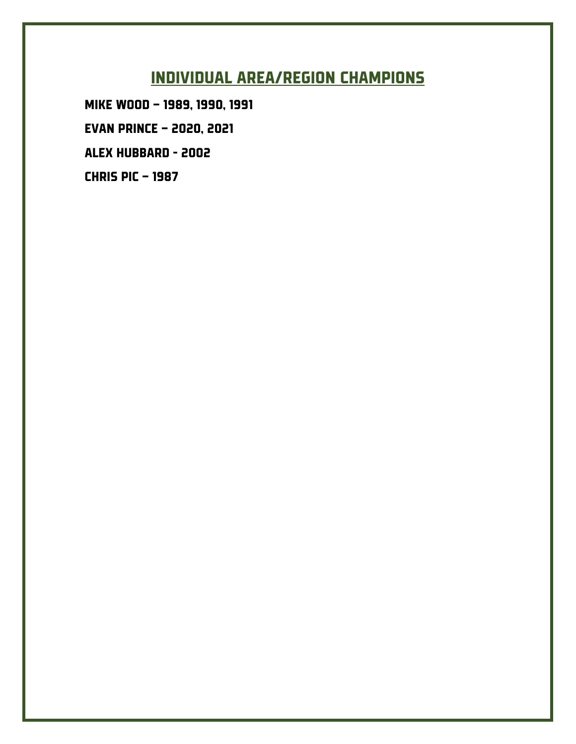## INDIVIDUAL AREA/REGION CHAMPIONS

**MIKE WOOD – 1989, 1990, 1991**

**EVAN PRINCE – 2020, 2021**

**ALEX HUBBARD - 2002**

**CHRIS PIC – 1987**